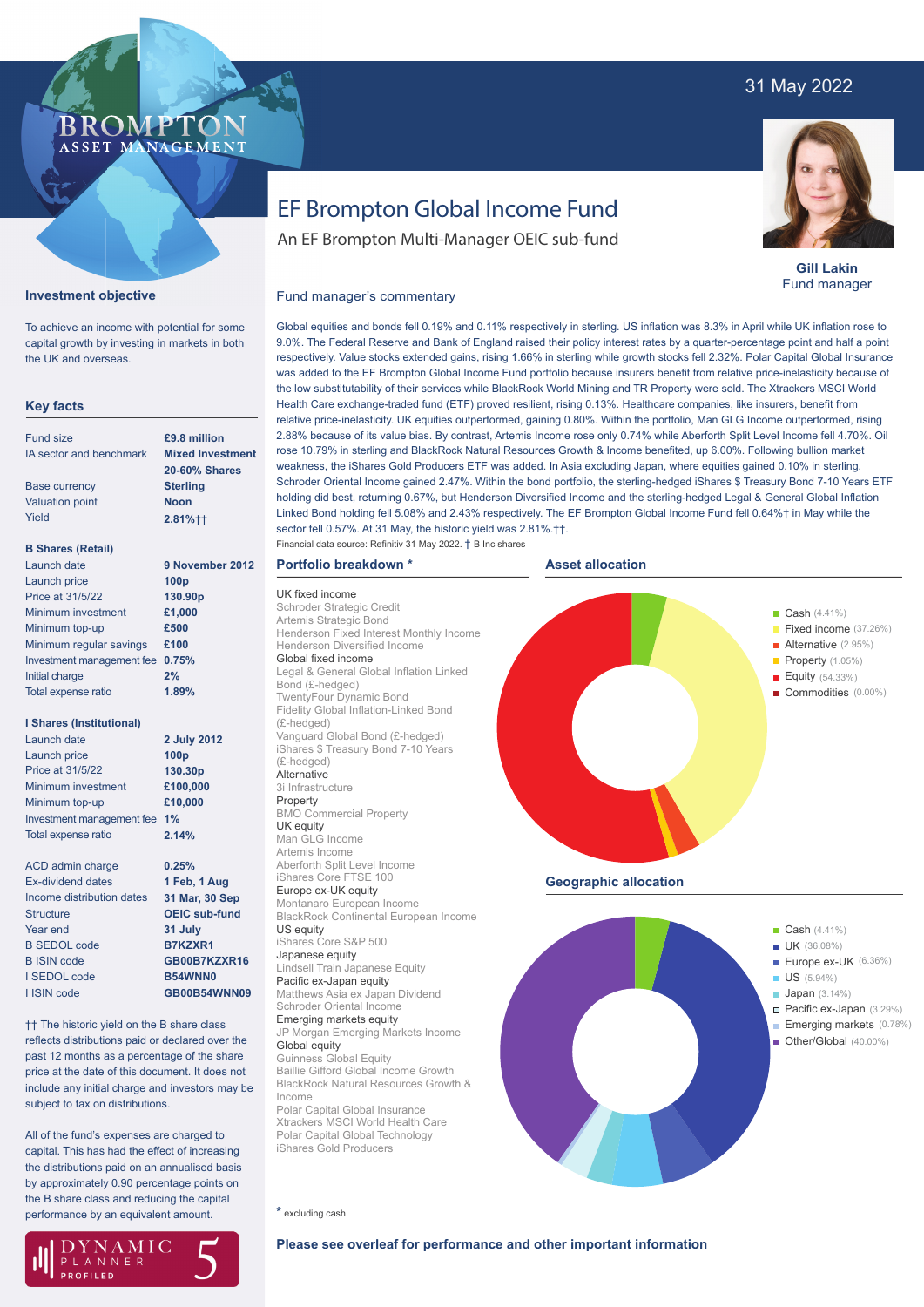31 May 2022

BROMPTON ASSET MANAGEMENT

# EF Brompton Global Income Fund

An EF Brompton Multi-Manager OEIC sub-fund

**Gill Lakin**
Fund manager

## Investment objective

To achieve an income with potential for some capital growth by investing in markets in both the UK and overseas.

## Key facts

| | |
|---|---|
| Fund size | **£9.8 million** |
| IA sector and benchmark | **Mixed Investment 20-60% Shares** |
| Base currency | **Sterling** |
| Valuation point | **Noon** |
| Yield | **2.81%††** |

**B Shares (Retail)**

| | |
|---|---|
| Launch date | **9 November 2012** |
| Launch price | **100p** |
| Price at 31/5/22 | **130.90p** |
| Minimum investment | **£1,000** |
| Minimum top-up | **£500** |
| Minimum regular savings | **£100** |
| Investment management fee | **0.75%** |
| Initial charge | **2%** |
| Total expense ratio | **1.89%** |

**I Shares (Institutional)**

| | |
|---|---|
| Launch date | **2 July 2012** |
| Launch price | **100p** |
| Price at 31/5/22 | **130.30p** |
| Minimum investment | **£100,000** |
| Minimum top-up | **£10,000** |
| Investment management fee | **1%** |
| Total expense ratio | **2.14%** |

| | |
|---|---|
| ACD admin charge | **0.25%** |
| Ex-dividend dates | **1 Feb, 1 Aug** |
| Income distribution dates | **31 Mar, 30 Sep** |
| Structure | **OEIC sub-fund** |
| Year end | **31 July** |
| B SEDOL code | **B7KZXR1** |
| B ISIN code | **GB00B7KZXR16** |
| I SEDOL code | **B54WNN0** |
| I ISIN code | **GB00B54WNN09** |

†† The historic yield on the B share class reflects distributions paid or declared over the past 12 months as a percentage of the share price at the date of this document. It does not include any initial charge and investors may be subject to tax on distributions.

All of the fund's expenses are charged to capital. This has had the effect of increasing the distributions paid on an annualised basis by approximately 0.90 percentage points on the B share class and reducing the capital performance by an equivalent amount.

DYNAMIC PLANNER PROFILED 5

## Fund manager's commentary

Global equities and bonds fell 0.19% and 0.11% respectively in sterling. US inflation was 8.3% in April while UK inflation rose to 9.0%. The Federal Reserve and Bank of England raised their policy interest rates by a quarter-percentage point and half a point respectively. Value stocks extended gains, rising 1.66% in sterling while growth stocks fell 2.32%. Polar Capital Global Insurance was added to the EF Brompton Global Income Fund portfolio because insurers benefit from relative price-inelasticity because of the low substitutability of their services while BlackRock World Mining and TR Property were sold. The Xtrackers MSCI World Health Care exchange-traded fund (ETF) proved resilient, rising 0.13%. Healthcare companies, like insurers, benefit from relative price-inelasticity. UK equities outperformed, gaining 0.80%. Within the portfolio, Man GLG Income outperformed, rising 2.88% because of its value bias. By contrast, Artemis Income rose only 0.74% while Aberforth Split Level Income fell 4.70%. Oil rose 10.79% in sterling and BlackRock Natural Resources Growth & Income benefited, up 6.00%. Following bullion market weakness, the iShares Gold Producers ETF was added. In Asia excluding Japan, where equities gained 0.10% in sterling, Schroder Oriental Income gained 2.47%. Within the bond portfolio, the sterling-hedged iShares $ Treasury Bond 7-10 Years ETF holding did best, returning 0.67%, but Henderson Diversified Income and the sterling-hedged Legal & General Global Inflation Linked Bond holding fell 5.08% and 2.43% respectively. The EF Brompton Global Income Fund fell 0.64%† in May while the sector fell 0.57%. At 31 May, the historic yield was 2.81%.††.

Financial data source: Refinitiv 31 May 2022. † B Inc shares

## Portfolio breakdown *

**UK fixed income**
- Schroder Strategic Credit
- Artemis Strategic Bond
- Henderson Fixed Interest Monthly Income
- Henderson Diversified Income

**Global fixed income**
- Legal & General Global Inflation Linked Bond (£-hedged)
- TwentyFour Dynamic Bond
- Fidelity Global Inflation-Linked Bond (£-hedged)
- Vanguard Global Bond (£-hedged)
- iShares $ Treasury Bond 7-10 Years (£-hedged)

**Alternative**
- 3i Infrastructure

**Property**
- BMO Commercial Property

**UK equity**
- Man GLG Income
- Artemis Income
- Aberforth Split Level Income
- iShares Core FTSE 100

**Europe ex-UK equity**
- Montanaro European Income
- BlackRock Continental European Income

**US equity**
- iShares Core S&P 500

**Japanese equity**
- Lindsell Train Japanese Equity

**Pacific ex-Japan equity**
- Matthews Asia ex Japan Dividend
- Schroder Oriental Income

**Emerging markets equity**
- JP Morgan Emerging Markets Income

**Global equity**
- Guinness Global Equity
- Baillie Gifford Global Income Growth
- BlackRock Natural Resources Growth & Income
- Polar Capital Global Insurance
- Xtrackers MSCI World Health Care
- Polar Capital Global Technology
- iShares Gold Producers

\* excluding cash

## Asset allocation

- Cash (4.41%)
- Fixed income (37.26%)
- Alternative (2.95%)
- Property (1.05%)
- Equity (54.33%)
- Commodities (0.00%)

## Geographic allocation

- Cash (4.41%)
- UK (36.08%)
- Europe ex-UK (6.36%)
- US (5.94%)
- Japan (3.14%)
- Pacific ex-Japan (3.29%)
- Emerging markets (0.78%)
- Other/Global (40.00%)

**Please see overleaf for performance and other important information**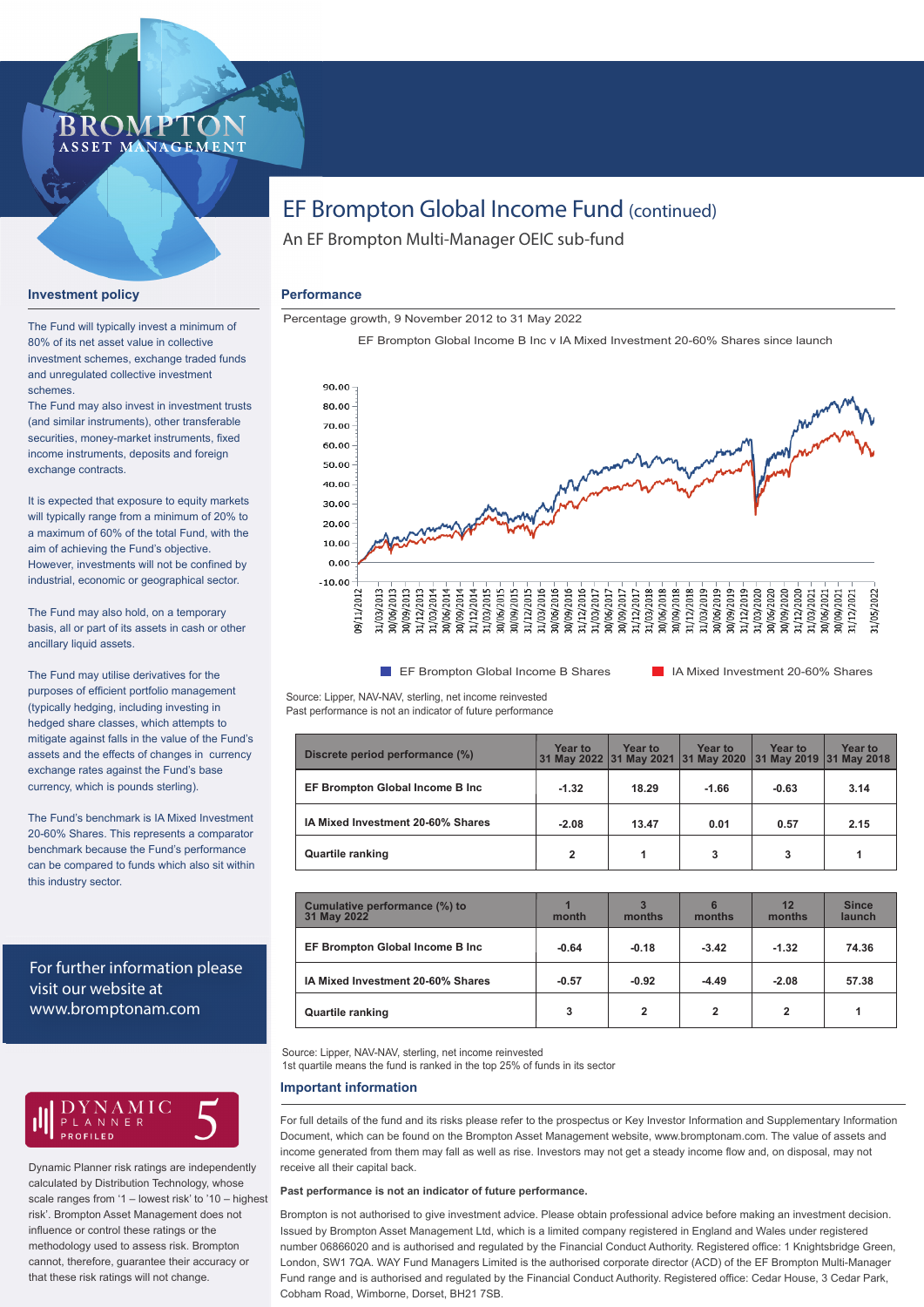# EF Brompton Global Income Fund (continued)

An EF Brompton Multi-Manager OEIC sub-fund

## Investment policy

The Fund will typically invest a minimum of 80% of its net asset value in collective investment schemes, exchange traded funds and unregulated collective investment schemes.

The Fund may also invest in investment trusts (and similar instruments), other transferable securities, money-market instruments, fixed income instruments, deposits and foreign exchange contracts.

It is expected that exposure to equity markets will typically range from a minimum of 20% to a maximum of 60% of the total Fund, with the aim of achieving the Fund's objective. However, investments will not be confined by industrial, economic or geographical sector.

The Fund may also hold, on a temporary basis, all or part of its assets in cash or other ancillary liquid assets.

The Fund may utilise derivatives for the purposes of efficient portfolio management (typically hedging, including investing in hedged share classes, which attempts to mitigate against falls in the value of the Fund's assets and the effects of changes in currency exchange rates against the Fund's base currency, which is pounds sterling).

The Fund's benchmark is IA Mixed Investment 20-60% Shares. This represents a comparator benchmark because the Fund's performance can be compared to funds which also sit within this industry sector.

For further information please visit our website at www.bromptonam.com

DYNAMIC PLANNER PROFILED 5

Dynamic Planner risk ratings are independently calculated by Distribution Technology, whose scale ranges from '1 – lowest risk' to '10 – highest risk'. Brompton Asset Management does not influence or control these ratings or the methodology used to assess risk. Brompton cannot, therefore, guarantee their accuracy or that these risk ratings will not change.

## Performance

Percentage growth, 9 November 2012 to 31 May 2022

EF Brompton Global Income B Inc v IA Mixed Investment 20-60% Shares since launch

90.00
80.00
70.00
60.00
50.00
40.00
30.00
20.00
10.00
0.00
-10.00

09/11/2012 31/03/2013 30/06/2013 30/09/2013 31/12/2013 31/03/2014 30/06/2014 30/09/2014 31/12/2014 31/03/2015 30/06/2015 30/09/2015 31/12/2015 31/03/2016 30/06/2016 30/09/2016 31/12/2016 31/03/2017 30/06/2017 30/09/2017 31/12/2017 31/03/2018 30/06/2018 30/09/2018 31/12/2018 31/03/2019 30/06/2019 30/09/2019 31/12/2019 31/03/2020 30/06/2020 30/09/2020 31/12/2020 31/03/2021 30/06/2021 30/09/2021 31/12/2021 31/05/2022

EF Brompton Global Income B Shares
IA Mixed Investment 20-60% Shares

Source: Lipper, NAV-NAV, sterling, net income reinvested
Past performance is not an indicator of future performance

| Discrete period performance (%) | Year to 31 May 2022 | Year to 31 May 2021 | Year to 31 May 2020 | Year to 31 May 2019 | Year to 31 May 2018 |
|---|---|---|---|---|---|
| EF Brompton Global Income B Inc | -1.32 | 18.29 | -1.66 | -0.63 | 3.14 |
| IA Mixed Investment 20-60% Shares | -2.08 | 13.47 | 0.01 | 0.57 | 2.15 |
| Quartile ranking | 2 | 1 | 3 | 3 | 1 |

| Cumulative performance (%) to 31 May 2022 | 1 month | 3 months | 6 months | 12 months | Since launch |
|---|---|---|---|---|---|
| EF Brompton Global Income B Inc | -0.64 | -0.18 | -3.42 | -1.32 | 74.36 |
| IA Mixed Investment 20-60% Shares | -0.57 | -0.92 | -4.49 | -2.08 | 57.38 |
| Quartile ranking | 3 | 2 | 2 | 2 | 1 |

Source: Lipper, NAV-NAV, sterling, net income reinvested
1st quartile means the fund is ranked in the top 25% of funds in its sector

## Important information

For full details of the fund and its risks please refer to the prospectus or Key Investor Information and Supplementary Information Document, which can be found on the Brompton Asset Management website, www.bromptonam.com. The value of assets and income generated from them may fall as well as rise. Investors may not get a steady income flow and, on disposal, may not receive all their capital back.

**Past performance is not an indicator of future performance.**

Brompton is not authorised to give investment advice. Please obtain professional advice before making an investment decision. Issued by Brompton Asset Management Ltd, which is a limited company registered in England and Wales under registered number 06866020 and is authorised and regulated by the Financial Conduct Authority. Registered office: 1 Knightsbridge Green, London, SW1 7QA. WAY Fund Managers Limited is the authorised corporate director (ACD) of the EF Brompton Multi-Manager Fund range and is authorised and regulated by the Financial Conduct Authority. Registered office: Cedar House, 3 Cedar Park, Cobham Road, Wimborne, Dorset, BH21 7SB.